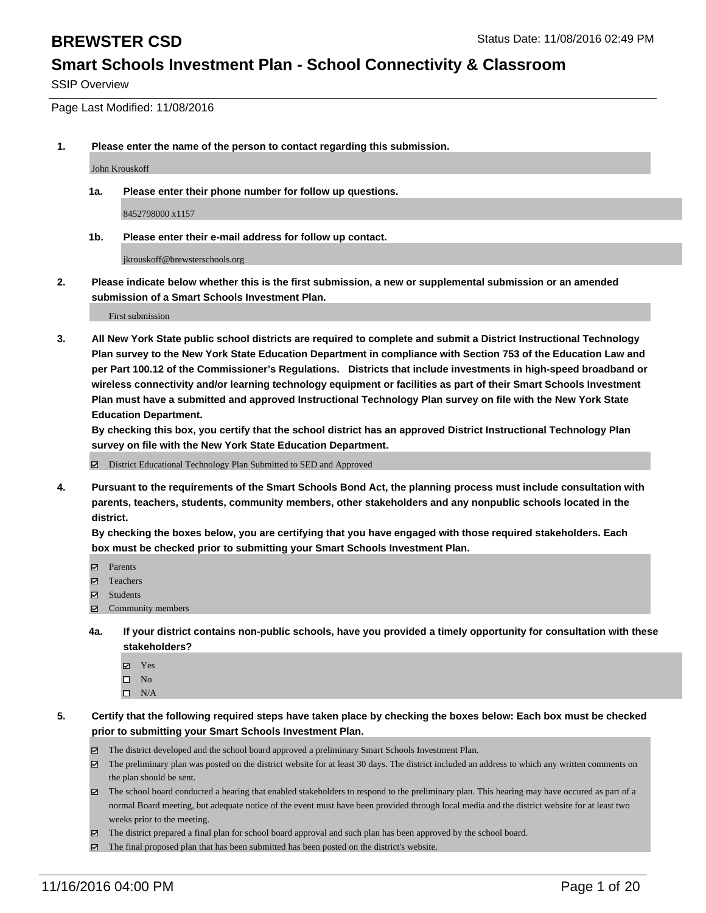# BREWSTER CSD

Status Date: 11/08/2016 02:49 PM

## Smart Schools Investment Plan - School Connectivity & Classroom

SSIP Overview

Page Last Modified: 11/08/2016

**1. Please enter the name of the person to contact regarding this submission.**

John Krouskoff

**1a. Please enter their phone number for follow up questions.**

8452798000 x1157

**1b. Please enter their e-mail address for follow up contact.**

jkrouskoff@brewsterschools.org

**2. Please indicate below whether this is the first submission, a new or supplemental submission or an amended submission of a Smart Schools Investment Plan.**

First submission

**3. All New York State public school districts are required to complete and submit a District Instructional Technology Plan survey to the New York State Education Department in compliance with Section 753 of the Education Law and per Part 100.12 of the Commissioner's Regulations. Districts that include investments in high-speed broadband or wireless connectivity and/or learning technology equipment or facilities as part of their Smart Schools Investment Plan must have a submitted and approved Instructional Technology Plan survey on file with the New York State Education Department.**
**By checking this box, you certify that the school district has an approved District Instructional Technology Plan survey on file with the New York State Education Department.**

- [x] District Educational Technology Plan Submitted to SED and Approved

**4. Pursuant to the requirements of the Smart Schools Bond Act, the planning process must include consultation with parents, teachers, students, community members, other stakeholders and any nonpublic schools located in the district.**
**By checking the boxes below, you are certifying that you have engaged with those required stakeholders. Each box must be checked prior to submitting your Smart Schools Investment Plan.**

- [x] Parents
- [x] Teachers
- [x] Students
- [x] Community members

**4a. If your district contains non-public schools, have you provided a timely opportunity for consultation with these stakeholders?**

- [x] Yes
- [ ] No
- [ ] N/A

**5. Certify that the following required steps have taken place by checking the boxes below: Each box must be checked prior to submitting your Smart Schools Investment Plan.**

- [x] The district developed and the school board approved a preliminary Smart Schools Investment Plan.
- [x] The preliminary plan was posted on the district website for at least 30 days. The district included an address to which any written comments on the plan should be sent.
- [x] The school board conducted a hearing that enabled stakeholders to respond to the preliminary plan. This hearing may have occured as part of a normal Board meeting, but adequate notice of the event must have been provided through local media and the district website for at least two weeks prior to the meeting.
- [x] The district prepared a final plan for school board approval and such plan has been approved by the school board.
- [x] The final proposed plan that has been submitted has been posted on the district's website.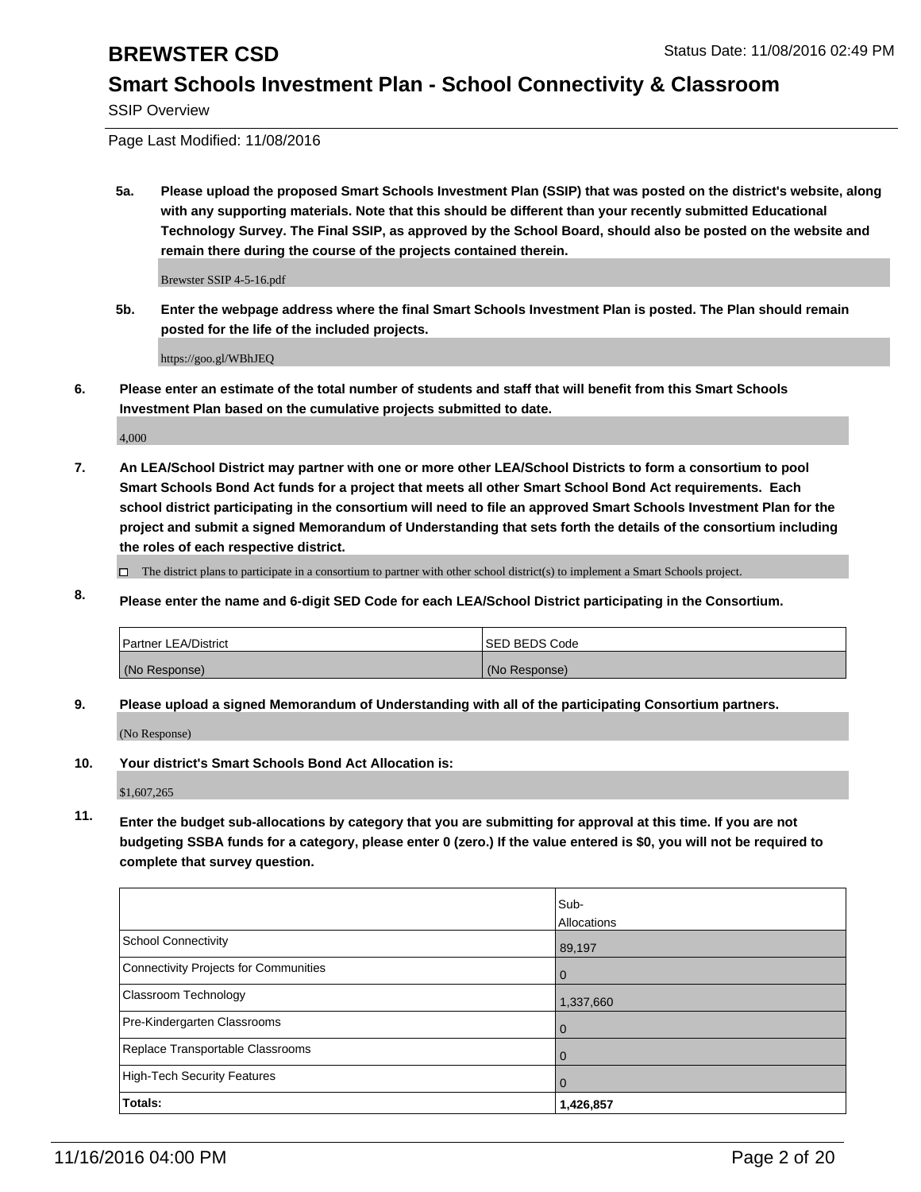**5a. Please upload the proposed Smart Schools Investment Plan (SSIP) that was posted on the district's website, along with any supporting materials. Note that this should be different than your recently submitted Educational Technology Survey. The Final SSIP, as approved by the School Board, should also be posted on the website and remain there during the course of the projects contained therein.**

Brewster SSIP 4-5-16.pdf

**5b. Enter the webpage address where the final Smart Schools Investment Plan is posted. The Plan should remain posted for the life of the included projects.**

https://goo.gl/WBhJEQ

**6. Please enter an estimate of the total number of students and staff that will benefit from this Smart Schools Investment Plan based on the cumulative projects submitted to date.**

4,000

**7. An LEA/School District may partner with one or more other LEA/School Districts to form a consortium to pool Smart Schools Bond Act funds for a project that meets all other Smart School Bond Act requirements. Each school district participating in the consortium will need to file an approved Smart Schools Investment Plan for the project and submit a signed Memorandum of Understanding that sets forth the details of the consortium including the roles of each respective district.**

☐ The district plans to participate in a consortium to partner with other school district(s) to implement a Smart Schools project.

**8. Please enter the name and 6-digit SED Code for each LEA/School District participating in the Consortium.**

| Partner LEA/District | SED BEDS Code |
|---|---|
| (No Response) | (No Response) |

**9. Please upload a signed Memorandum of Understanding with all of the participating Consortium partners.**

(No Response)

**10. Your district's Smart Schools Bond Act Allocation is:**

$1,607,265

**11. Enter the budget sub-allocations by category that you are submitting for approval at this time. If you are not budgeting SSBA funds for a category, please enter 0 (zero.) If the value entered is $0, you will not be required to complete that survey question.**

| | Sub-Allocations |
|---|---|
| School Connectivity | 89,197 |
| Connectivity Projects for Communities | 0 |
| Classroom Technology | 1,337,660 |
| Pre-Kindergarten Classrooms | 0 |
| Replace Transportable Classrooms | 0 |
| High-Tech Security Features | 0 |
| **Totals:** | **1,426,857** |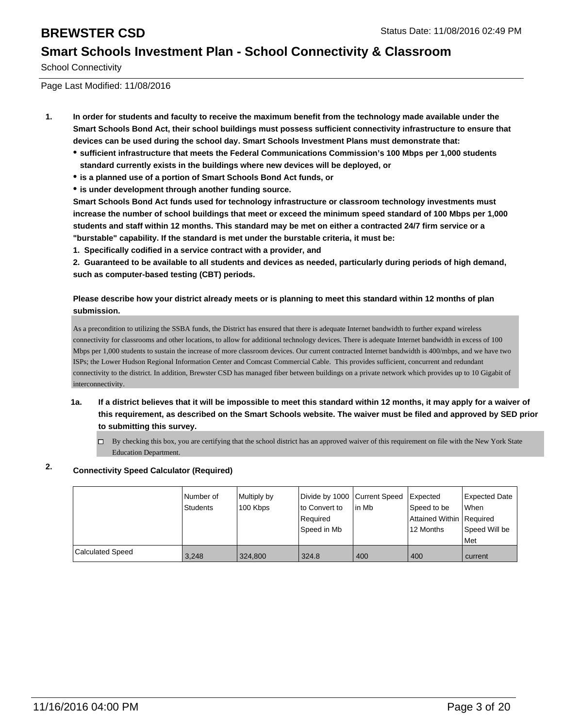# BREWSTER CSD

Status Date: 11/08/2016 02:49 PM

## Smart Schools Investment Plan - School Connectivity & Classroom

School Connectivity

Page Last Modified: 11/08/2016

**1. In order for students and faculty to receive the maximum benefit from the technology made available under the Smart Schools Bond Act, their school buildings must possess sufficient connectivity infrastructure to ensure that devices can be used during the school day. Smart Schools Investment Plans must demonstrate that:**

- **sufficient infrastructure that meets the Federal Communications Commission's 100 Mbps per 1,000 students standard currently exists in the buildings where new devices will be deployed, or**
- **is a planned use of a portion of Smart Schools Bond Act funds, or**
- **is under development through another funding source.**

**Smart Schools Bond Act funds used for technology infrastructure or classroom technology investments must increase the number of school buildings that meet or exceed the minimum speed standard of 100 Mbps per 1,000 students and staff within 12 months. This standard may be met on either a contracted 24/7 firm service or a "burstable" capability. If the standard is met under the burstable criteria, it must be:**

**1. Specifically codified in a service contract with a provider, and**

**2. Guaranteed to be available to all students and devices as needed, particularly during periods of high demand, such as computer-based testing (CBT) periods.**

**Please describe how your district already meets or is planning to meet this standard within 12 months of plan submission.**

As a precondition to utilizing the SSBA funds, the District has ensured that there is adequate Internet bandwidth to further expand wireless connectivity for classrooms and other locations, to allow for additional technology devices. There is adequate Internet bandwidth in excess of 100 Mbps per 1,000 students to sustain the increase of more classroom devices. Our current contracted Internet bandwidth is 400/mbps, and we have two ISPs; the Lower Hudson Regional Information Center and Comcast Commercial Cable. This provides sufficient, concurrent and redundant connectivity to the district. In addition, Brewster CSD has managed fiber between buildings on a private network which provides up to 10 Gigabit of interconnectivity.

**1a. If a district believes that it will be impossible to meet this standard within 12 months, it may apply for a waiver of this requirement, as described on the Smart Schools website. The waiver must be filed and approved by SED prior to submitting this survey.**

☐ By checking this box, you are certifying that the school district has an approved waiver of this requirement on file with the New York State Education Department.

**2. Connectivity Speed Calculator (Required)**

| | Number of Students | Multiply by 100 Kbps | Divide by 1000 to Convert to Required Speed in Mb | Current Speed in Mb | Expected Speed to be Attained Within 12 Months | Expected Date When Required Speed Will be Met |
|---|---|---|---|---|---|---|
| Calculated Speed | 3,248 | 324,800 | 324.8 | 400 | 400 | current |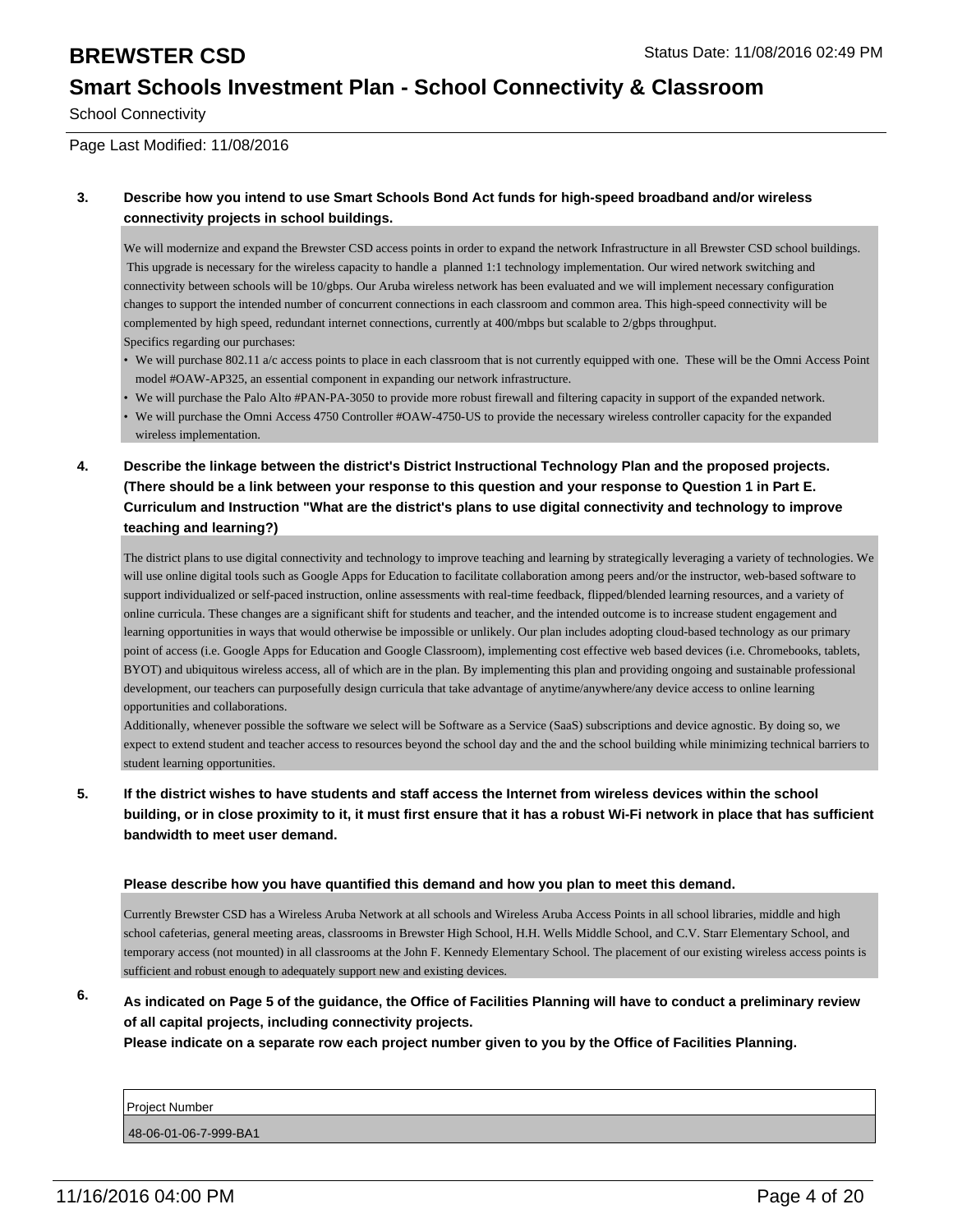**School Connectivity**

**3. Describe how you intend to use Smart Schools Bond Act funds for high-speed broadband and/or wireless connectivity projects in school buildings.**

We will modernize and expand the Brewster CSD access points in order to expand the network Infrastructure in all Brewster CSD school buildings. This upgrade is necessary for the wireless capacity to handle a planned 1:1 technology implementation. Our wired network switching and connectivity between schools will be 10/gbps. Our Aruba wireless network has been evaluated and we will implement necessary configuration changes to support the intended number of concurrent connections in each classroom and common area. This high-speed connectivity will be complemented by high speed, redundant internet connections, currently at 400/mbps but scalable to 2/gbps throughput.
Specifics regarding our purchases:

- We will purchase 802.11 a/c access points to place in each classroom that is not currently equipped with one. These will be the Omni Access Point model #OAW-AP325, an essential component in expanding our network infrastructure.
- We will purchase the Palo Alto #PAN-PA-3050 to provide more robust firewall and filtering capacity in support of the expanded network.
- We will purchase the Omni Access 4750 Controller #OAW-4750-US to provide the necessary wireless controller capacity for the expanded wireless implementation.

**4. Describe the linkage between the district's District Instructional Technology Plan and the proposed projects. (There should be a link between your response to this question and your response to Question 1 in Part E. Curriculum and Instruction "What are the district's plans to use digital connectivity and technology to improve teaching and learning?)**

The district plans to use digital connectivity and technology to improve teaching and learning by strategically leveraging a variety of technologies. We will use online digital tools such as Google Apps for Education to facilitate collaboration among peers and/or the instructor, web-based software to support individualized or self-paced instruction, online assessments with real-time feedback, flipped/blended learning resources, and a variety of online curricula. These changes are a significant shift for students and teacher, and the intended outcome is to increase student engagement and learning opportunities in ways that would otherwise be impossible or unlikely. Our plan includes adopting cloud-based technology as our primary point of access (i.e. Google Apps for Education and Google Classroom), implementing cost effective web based devices (i.e. Chromebooks, tablets, BYOT) and ubiquitous wireless access, all of which are in the plan. By implementing this plan and providing ongoing and sustainable professional development, our teachers can purposefully design curricula that take advantage of anytime/anywhere/any device access to online learning opportunities and collaborations.
Additionally, whenever possible the software we select will be Software as a Service (SaaS) subscriptions and device agnostic. By doing so, we expect to extend student and teacher access to resources beyond the school day and the and the school building while minimizing technical barriers to student learning opportunities.

**5. If the district wishes to have students and staff access the Internet from wireless devices within the school building, or in close proximity to it, it must first ensure that it has a robust Wi-Fi network in place that has sufficient bandwidth to meet user demand.**

**Please describe how you have quantified this demand and how you plan to meet this demand.**

Currently Brewster CSD has a Wireless Aruba Network at all schools and Wireless Aruba Access Points in all school libraries, middle and high school cafeterias, general meeting areas, classrooms in Brewster High School, H.H. Wells Middle School, and C.V. Starr Elementary School, and temporary access (not mounted) in all classrooms at the John F. Kennedy Elementary School. The placement of our existing wireless access points is sufficient and robust enough to adequately support new and existing devices.

**6. As indicated on Page 5 of the guidance, the Office of Facilities Planning will have to conduct a preliminary review of all capital projects, including connectivity projects.**
**Please indicate on a separate row each project number given to you by the Office of Facilities Planning.**

| Project Number |
|---|
| 48-06-01-06-7-999-BA1 |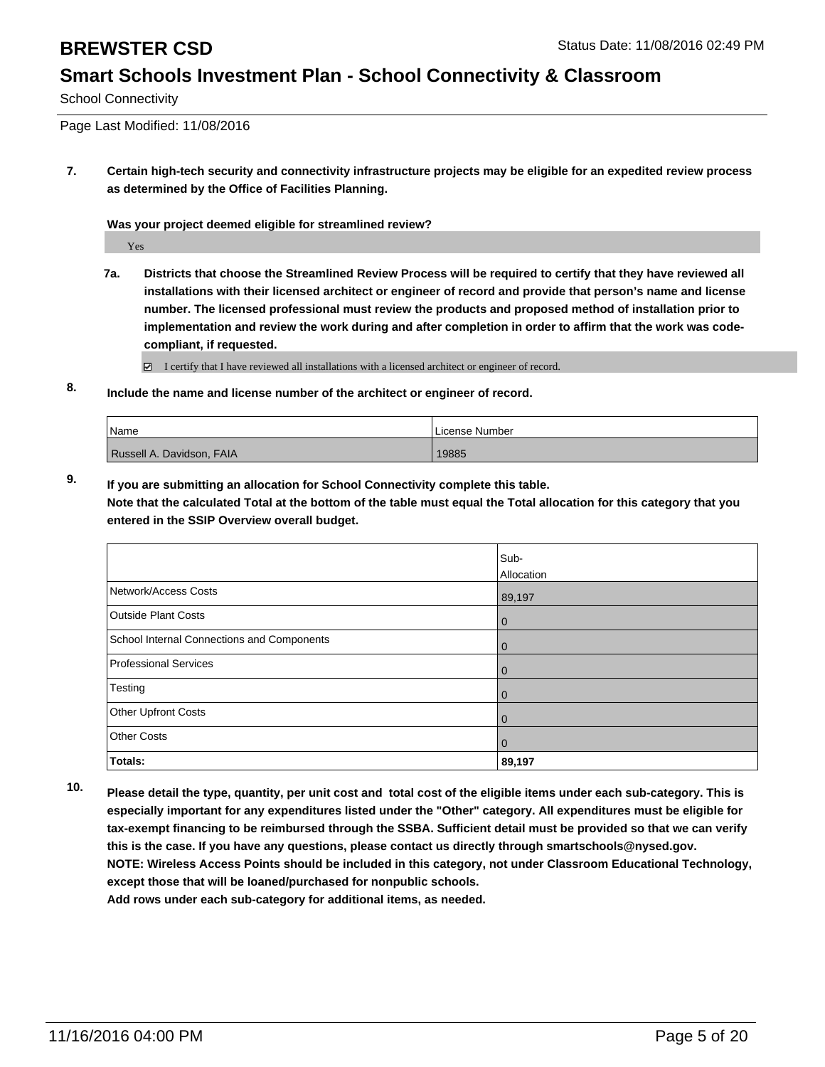**7. Certain high-tech security and connectivity infrastructure projects may be eligible for an expedited review process as determined by the Office of Facilities Planning.**

**Was your project deemed eligible for streamlined review?**

Yes

**7a. Districts that choose the Streamlined Review Process will be required to certify that they have reviewed all installations with their licensed architect or engineer of record and provide that person's name and license number. The licensed professional must review the products and proposed method of installation prior to implementation and review the work during and after completion in order to affirm that the work was code-compliant, if requested.**

☑ I certify that I have reviewed all installations with a licensed architect or engineer of record.

**8. Include the name and license number of the architect or engineer of record.**

| Name | License Number |
|---|---|
| Russell A. Davidson, FAIA | 19885 |

**9. If you are submitting an allocation for School Connectivity complete this table. Note that the calculated Total at the bottom of the table must equal the Total allocation for this category that you entered in the SSIP Overview overall budget.**

| | Sub-Allocation |
|---|---|
| Network/Access Costs | 89,197 |
| Outside Plant Costs | 0 |
| School Internal Connections and Components | 0 |
| Professional Services | 0 |
| Testing | 0 |
| Other Upfront Costs | 0 |
| Other Costs | 0 |
| **Totals:** | **89,197** |

**10. Please detail the type, quantity, per unit cost and total cost of the eligible items under each sub-category. This is especially important for any expenditures listed under the "Other" category. All expenditures must be eligible for tax-exempt financing to be reimbursed through the SSBA. Sufficient detail must be provided so that we can verify this is the case. If you have any questions, please contact us directly through smartschools@nysed.gov. NOTE: Wireless Access Points should be included in this category, not under Classroom Educational Technology, except those that will be loaned/purchased for nonpublic schools. Add rows under each sub-category for additional items, as needed.**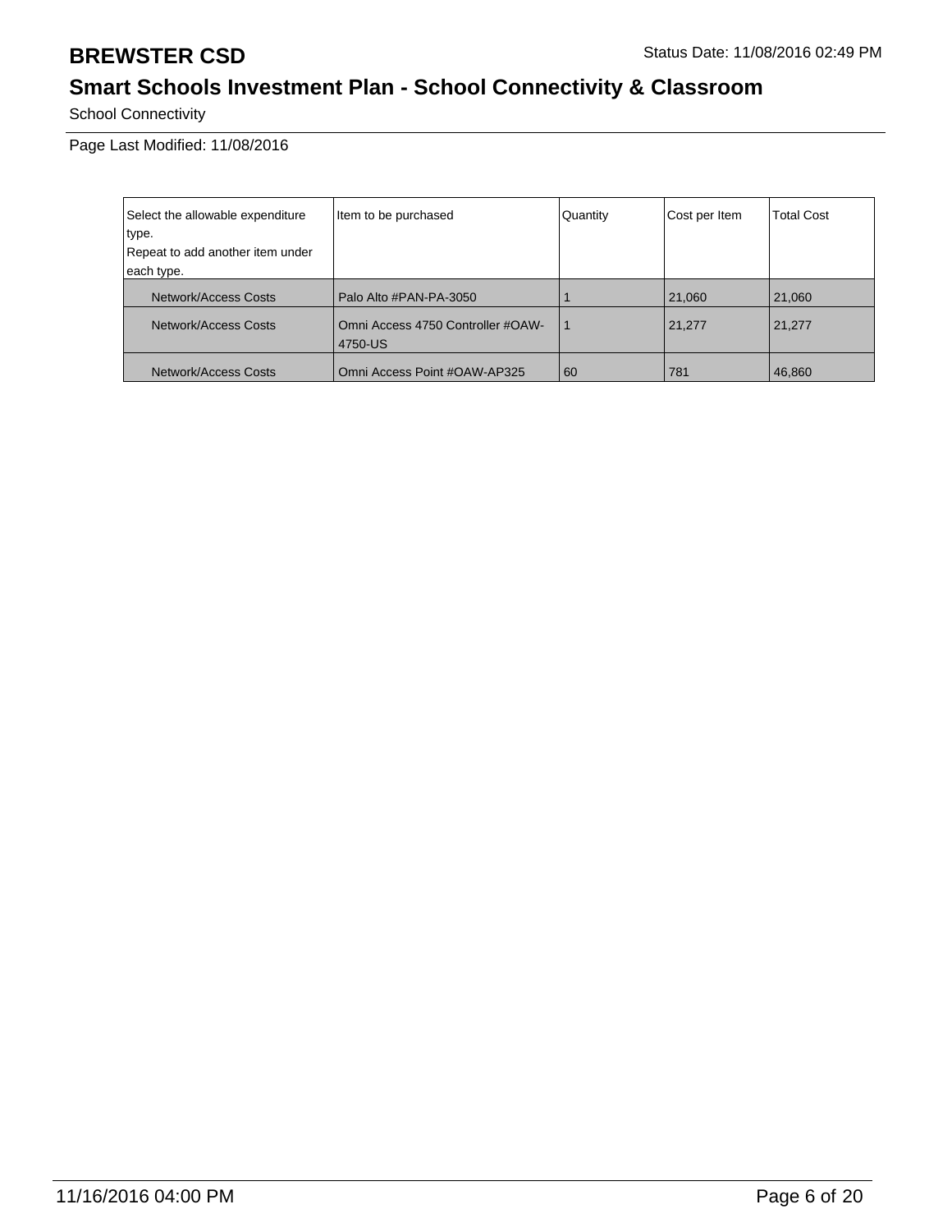# BREWSTER CSD

Status Date: 11/08/2016 02:49 PM

## Smart Schools Investment Plan - School Connectivity & Classroom

School Connectivity

Page Last Modified: 11/08/2016

| Select the allowable expenditure type.<br>Repeat to add another item under each type. | Item to be purchased | Quantity | Cost per Item | Total Cost |
|---|---|---|---|---|
| Network/Access Costs | Palo Alto #PAN-PA-3050 | 1 | 21,060 | 21,060 |
| Network/Access Costs | Omni Access 4750 Controller #OAW-4750-US | 1 | 21,277 | 21,277 |
| Network/Access Costs | Omni Access Point #OAW-AP325 | 60 | 781 | 46,860 |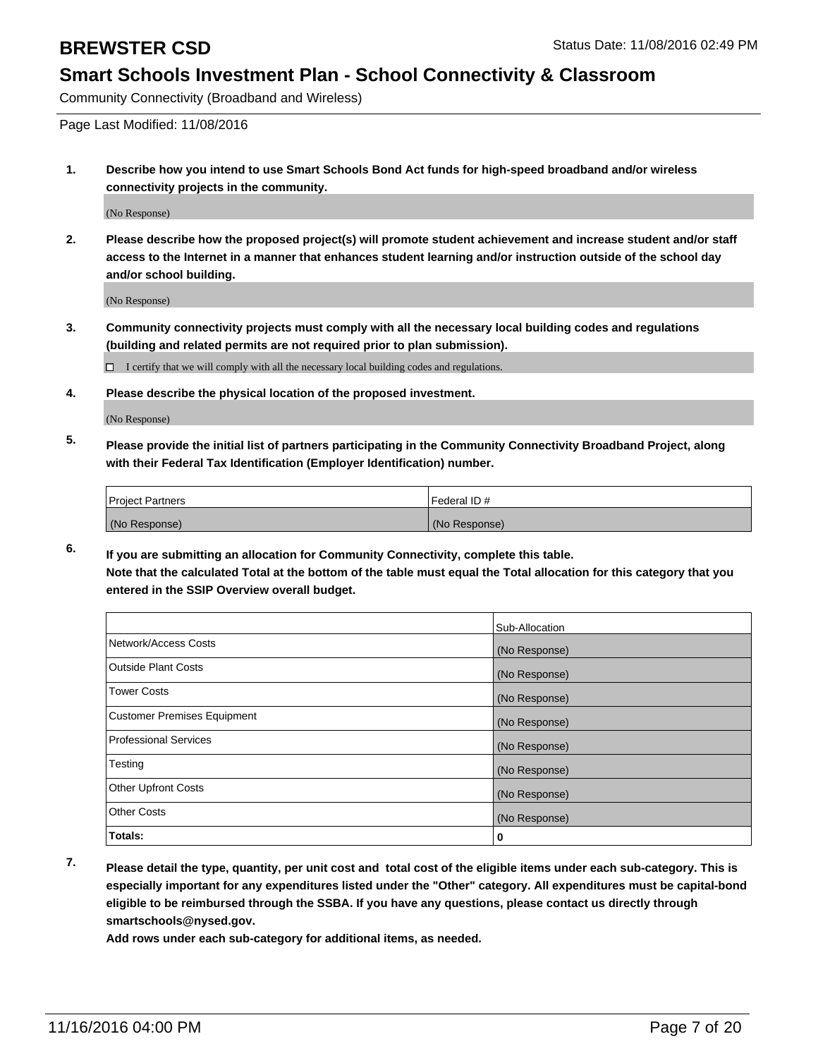# BREWSTER CSD

Status Date: 11/08/2016 02:49 PM

## Smart Schools Investment Plan - School Connectivity & Classroom

Community Connectivity (Broadband and Wireless)

Page Last Modified: 11/08/2016

**1. Describe how you intend to use Smart Schools Bond Act funds for high-speed broadband and/or wireless connectivity projects in the community.**

(No Response)

**2. Please describe how the proposed project(s) will promote student achievement and increase student and/or staff access to the Internet in a manner that enhances student learning and/or instruction outside of the school day and/or school building.**

(No Response)

**3. Community connectivity projects must comply with all the necessary local building codes and regulations (building and related permits are not required prior to plan submission).**

☐ I certify that we will comply with all the necessary local building codes and regulations.

**4. Please describe the physical location of the proposed investment.**

(No Response)

**5. Please provide the initial list of partners participating in the Community Connectivity Broadband Project, along with their Federal Tax Identification (Employer Identification) number.**

| Project Partners | Federal ID # |
|---|---|
| (No Response) | (No Response) |

**6. If you are submitting an allocation for Community Connectivity, complete this table.**
**Note that the calculated Total at the bottom of the table must equal the Total allocation for this category that you entered in the SSIP Overview overall budget.**

| | Sub-Allocation |
|---|---|
| Network/Access Costs | (No Response) |
| Outside Plant Costs | (No Response) |
| Tower Costs | (No Response) |
| Customer Premises Equipment | (No Response) |
| Professional Services | (No Response) |
| Testing | (No Response) |
| Other Upfront Costs | (No Response) |
| Other Costs | (No Response) |
| **Totals:** | **0** |

**7. Please detail the type, quantity, per unit cost and total cost of the eligible items under each sub-category. This is especially important for any expenditures listed under the "Other" category. All expenditures must be capital-bond eligible to be reimbursed through the SSBA. If you have any questions, please contact us directly through smartschools@nysed.gov.**
**Add rows under each sub-category for additional items, as needed.**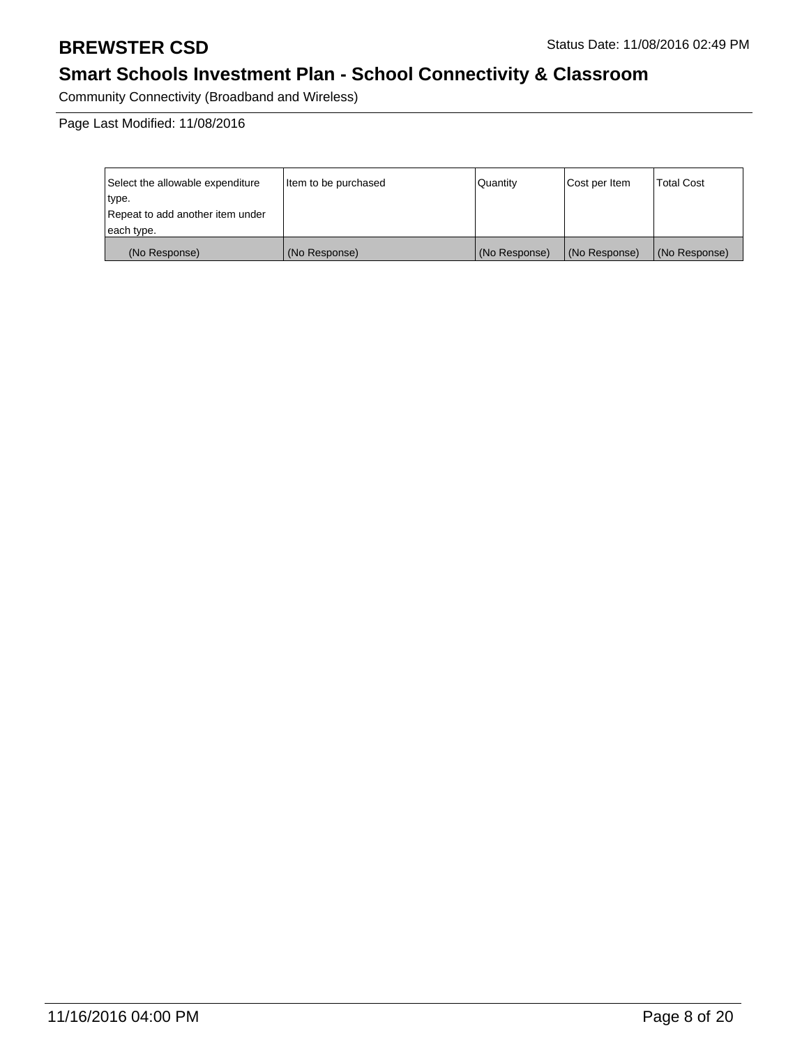# BREWSTER CSD

Status Date: 11/08/2016 02:49 PM

## Smart Schools Investment Plan - School Connectivity & Classroom

Community Connectivity (Broadband and Wireless)

Page Last Modified: 11/08/2016

| Select the allowable expenditure type. Repeat to add another item under each type. | Item to be purchased | Quantity | Cost per Item | Total Cost |
|---|---|---|---|---|
| (No Response) | (No Response) | (No Response) | (No Response) | (No Response) |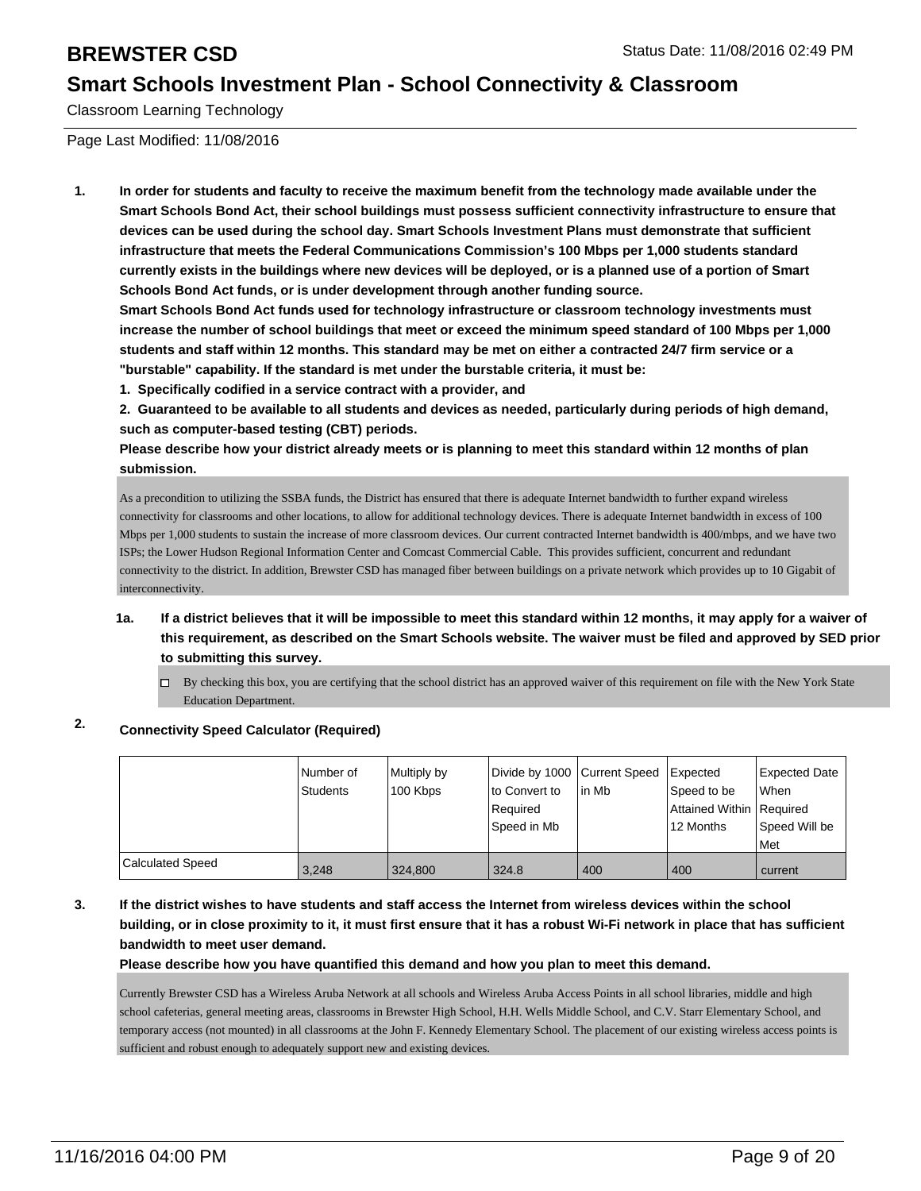# BREWSTER CSD

Status Date: 11/08/2016 02:49 PM

## Smart Schools Investment Plan - School Connectivity & Classroom

Classroom Learning Technology

Page Last Modified: 11/08/2016

**1. In order for students and faculty to receive the maximum benefit from the technology made available under the Smart Schools Bond Act, their school buildings must possess sufficient connectivity infrastructure to ensure that devices can be used during the school day. Smart Schools Investment Plans must demonstrate that sufficient infrastructure that meets the Federal Communications Commission's 100 Mbps per 1,000 students standard currently exists in the buildings where new devices will be deployed, or is a planned use of a portion of Smart Schools Bond Act funds, or is under development through another funding source.**

**Smart Schools Bond Act funds used for technology infrastructure or classroom technology investments must increase the number of school buildings that meet or exceed the minimum speed standard of 100 Mbps per 1,000 students and staff within 12 months. This standard may be met on either a contracted 24/7 firm service or a "burstable" capability. If the standard is met under the burstable criteria, it must be:**

**1. Specifically codified in a service contract with a provider, and**

**2. Guaranteed to be available to all students and devices as needed, particularly during periods of high demand, such as computer-based testing (CBT) periods.**

**Please describe how your district already meets or is planning to meet this standard within 12 months of plan submission.**

As a precondition to utilizing the SSBA funds, the District has ensured that there is adequate Internet bandwidth to further expand wireless connectivity for classrooms and other locations, to allow for additional technology devices. There is adequate Internet bandwidth in excess of 100 Mbps per 1,000 students to sustain the increase of more classroom devices. Our current contracted Internet bandwidth is 400/mbps, and we have two ISPs; the Lower Hudson Regional Information Center and Comcast Commercial Cable. This provides sufficient, concurrent and redundant connectivity to the district. In addition, Brewster CSD has managed fiber between buildings on a private network which provides up to 10 Gigabit of interconnectivity.

**1a. If a district believes that it will be impossible to meet this standard within 12 months, it may apply for a waiver of this requirement, as described on the Smart Schools website. The waiver must be filed and approved by SED prior to submitting this survey.**

☐ By checking this box, you are certifying that the school district has an approved waiver of this requirement on file with the New York State Education Department.

**2. Connectivity Speed Calculator (Required)**

| | Number of Students | Multiply by 100 Kbps | Divide by 1000 to Convert to Required Speed in Mb | Current Speed in Mb | Expected Speed to be Attained Within 12 Months | Expected Date When Required Speed Will be Met |
|---|---|---|---|---|---|---|
| Calculated Speed | 3,248 | 324,800 | 324.8 | 400 | 400 | current |

**3. If the district wishes to have students and staff access the Internet from wireless devices within the school building, or in close proximity to it, it must first ensure that it has a robust Wi-Fi network in place that has sufficient bandwidth to meet user demand.**

**Please describe how you have quantified this demand and how you plan to meet this demand.**

Currently Brewster CSD has a Wireless Aruba Network at all schools and Wireless Aruba Access Points in all school libraries, middle and high school cafeterias, general meeting areas, classrooms in Brewster High School, H.H. Wells Middle School, and C.V. Starr Elementary School, and temporary access (not mounted) in all classrooms at the John F. Kennedy Elementary School. The placement of our existing wireless access points is sufficient and robust enough to adequately support new and existing devices.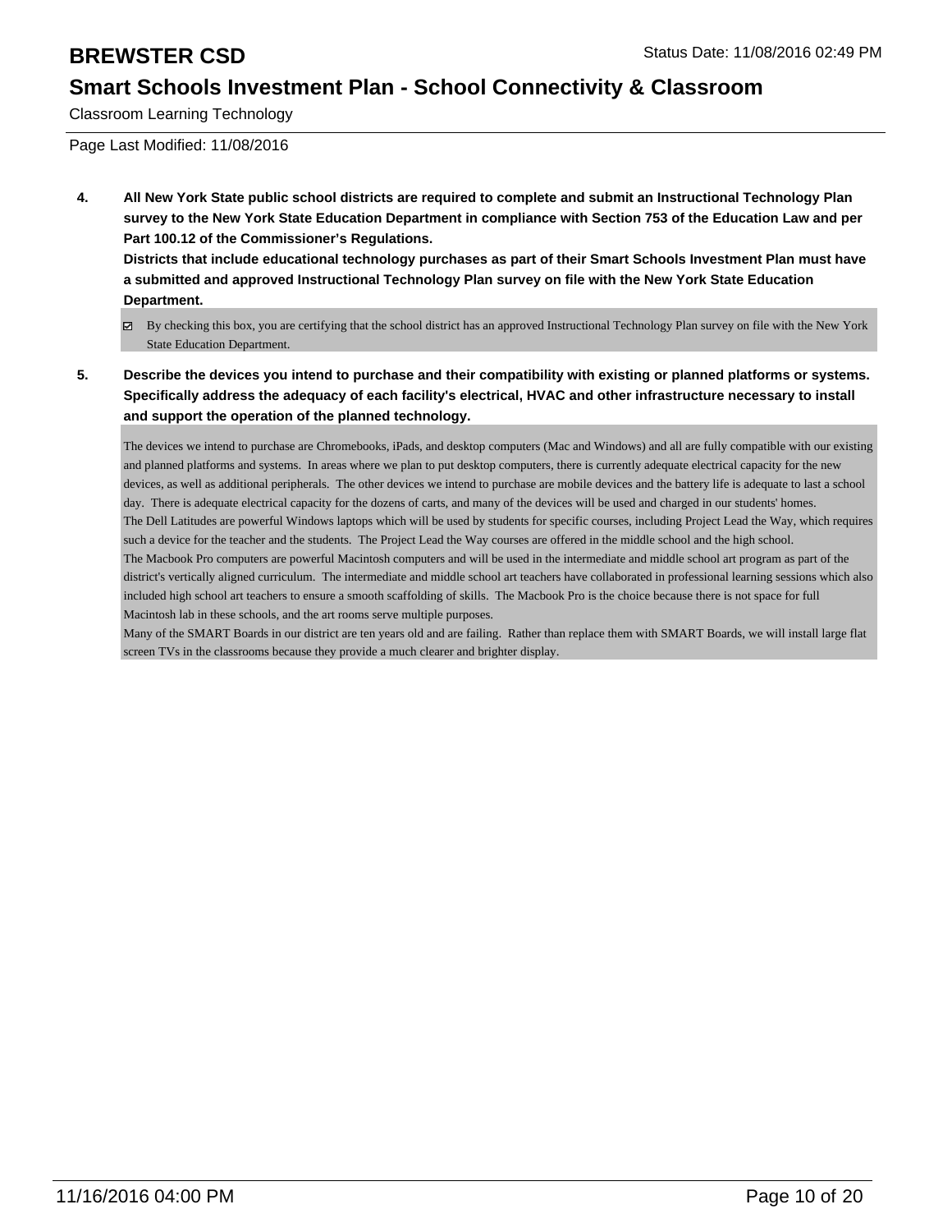# BREWSTER CSD

## Smart Schools Investment Plan - School Connectivity & Classroom

Classroom Learning Technology

Page Last Modified: 11/08/2016

**4. All New York State public school districts are required to complete and submit an Instructional Technology Plan survey to the New York State Education Department in compliance with Section 753 of the Education Law and per Part 100.12 of the Commissioner's Regulations.**

**Districts that include educational technology purchases as part of their Smart Schools Investment Plan must have a submitted and approved Instructional Technology Plan survey on file with the New York State Education Department.**

- ☑ By checking this box, you are certifying that the school district has an approved Instructional Technology Plan survey on file with the New York State Education Department.

**5. Describe the devices you intend to purchase and their compatibility with existing or planned platforms or systems. Specifically address the adequacy of each facility's electrical, HVAC and other infrastructure necessary to install and support the operation of the planned technology.**

The devices we intend to purchase are Chromebooks, iPads, and desktop computers (Mac and Windows) and all are fully compatible with our existing and planned platforms and systems. In areas where we plan to put desktop computers, there is currently adequate electrical capacity for the new devices, as well as additional peripherals. The other devices we intend to purchase are mobile devices and the battery life is adequate to last a school day. There is adequate electrical capacity for the dozens of carts, and many of the devices will be used and charged in our students' homes.
The Dell Latitudes are powerful Windows laptops which will be used by students for specific courses, including Project Lead the Way, which requires such a device for the teacher and the students. The Project Lead the Way courses are offered in the middle school and the high school.
The Macbook Pro computers are powerful Macintosh computers and will be used in the intermediate and middle school art program as part of the district's vertically aligned curriculum. The intermediate and middle school art teachers have collaborated in professional learning sessions which also included high school art teachers to ensure a smooth scaffolding of skills. The Macbook Pro is the choice because there is not space for full Macintosh lab in these schools, and the art rooms serve multiple purposes.
Many of the SMART Boards in our district are ten years old and are failing. Rather than replace them with SMART Boards, we will install large flat screen TVs in the classrooms because they provide a much clearer and brighter display.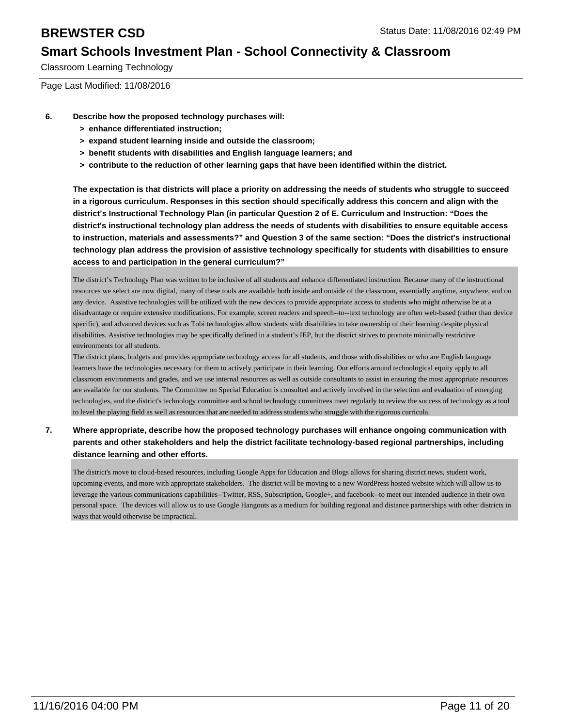# BREWSTER CSD

## Smart Schools Investment Plan - School Connectivity & Classroom

Classroom Learning Technology

Page Last Modified: 11/08/2016

**6. Describe how the proposed technology purchases will:**

- **> enhance differentiated instruction;**
- **> expand student learning inside and outside the classroom;**
- **> benefit students with disabilities and English language learners; and**
- **> contribute to the reduction of other learning gaps that have been identified within the district.**

**The expectation is that districts will place a priority on addressing the needs of students who struggle to succeed in a rigorous curriculum. Responses in this section should specifically address this concern and align with the district's Instructional Technology Plan (in particular Question 2 of E. Curriculum and Instruction: "Does the district's instructional technology plan address the needs of students with disabilities to ensure equitable access to instruction, materials and assessments?" and Question 3 of the same section: "Does the district's instructional technology plan address the provision of assistive technology specifically for students with disabilities to ensure access to and participation in the general curriculum?"**

The district's Technology Plan was written to be inclusive of all students and enhance differentiated instruction. Because many of the instructional resources we select are now digital, many of these tools are available both inside and outside of the classroom, essentially anytime, anywhere, and on any device. Assistive technologies will be utilized with the new devices to provide appropriate access to students who might otherwise be at a disadvantage or require extensive modifications. For example, screen readers and speech--to--text technology are often web-based (rather than device specific), and advanced devices such as Tobi technologies allow students with disabilities to take ownership of their learning despite physical disabilities. Assistive technologies may be specifically defined in a student's IEP, but the district strives to promote minimally restrictive environments for all students.

The district plans, budgets and provides appropriate technology access for all students, and those with disabilities or who are English language learners have the technologies necessary for them to actively participate in their learning. Our efforts around technological equity apply to all classroom environments and grades, and we use internal resources as well as outside consultants to assist in ensuring the most appropriate resources are available for our students. The Committee on Special Education is consulted and actively involved in the selection and evaluation of emerging technologies, and the district's technology committee and school technology committees meet regularly to review the success of technology as a tool to level the playing field as well as resources that are needed to address students who struggle with the rigorous curricula.

**7. Where appropriate, describe how the proposed technology purchases will enhance ongoing communication with parents and other stakeholders and help the district facilitate technology-based regional partnerships, including distance learning and other efforts.**

The district's move to cloud-based resources, including Google Apps for Education and Blogs allows for sharing district news, student work, upcoming events, and more with appropriate stakeholders. The district will be moving to a new WordPress hosted website which will allow us to leverage the various communications capabilities--Twitter, RSS, Subscription, Google+, and facebook--to meet our intended audience in their own personal space. The devices will allow us to use Google Hangouts as a medium for building regional and distance partnerships with other districts in ways that would otherwise be impractical.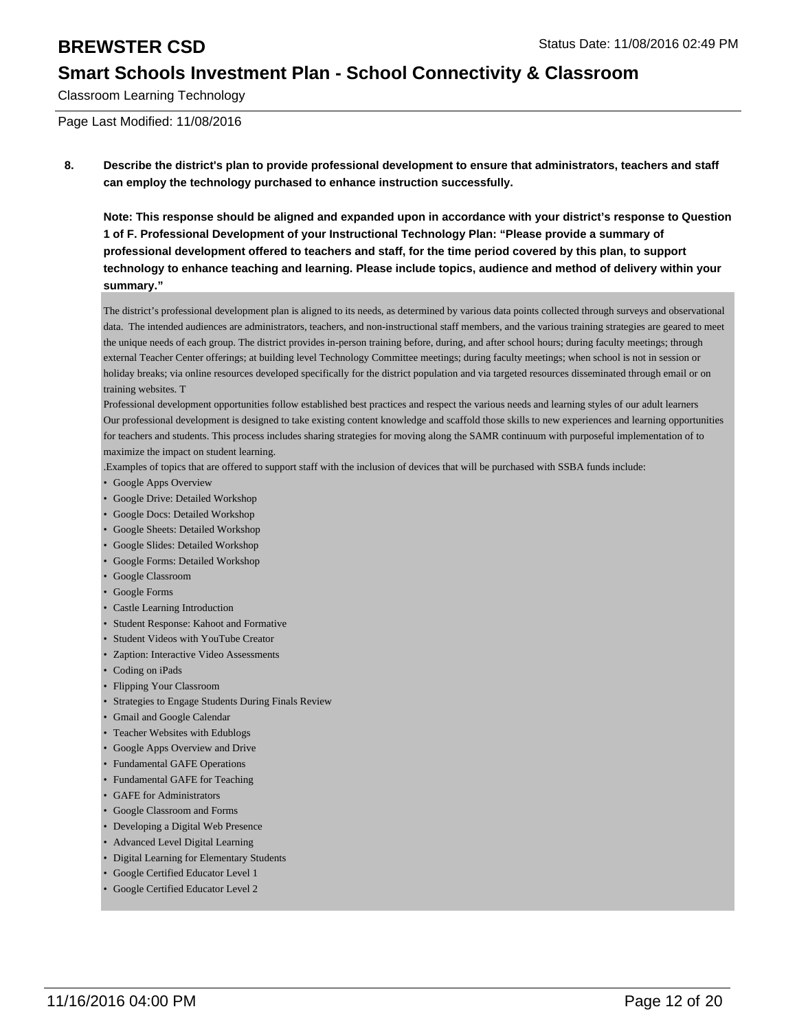# BREWSTER CSD

Status Date: 11/08/2016 02:49 PM

## Smart Schools Investment Plan - School Connectivity & Classroom

Classroom Learning Technology

Page Last Modified: 11/08/2016

**8. Describe the district's plan to provide professional development to ensure that administrators, teachers and staff can employ the technology purchased to enhance instruction successfully.**

**Note: This response should be aligned and expanded upon in accordance with your district's response to Question 1 of F. Professional Development of your Instructional Technology Plan: "Please provide a summary of professional development offered to teachers and staff, for the time period covered by this plan, to support technology to enhance teaching and learning. Please include topics, audience and method of delivery within your summary."**

The district's professional development plan is aligned to its needs, as determined by various data points collected through surveys and observational data. The intended audiences are administrators, teachers, and non-instructional staff members, and the various training strategies are geared to meet the unique needs of each group. The district provides in-person training before, during, and after school hours; during faculty meetings; through external Teacher Center offerings; at building level Technology Committee meetings; during faculty meetings; when school is not in session or holiday breaks; via online resources developed specifically for the district population and via targeted resources disseminated through email or on training websites. T

Professional development opportunities follow established best practices and respect the various needs and learning styles of our adult learners

Our professional development is designed to take existing content knowledge and scaffold those skills to new experiences and learning opportunities for teachers and students. This process includes sharing strategies for moving along the SAMR continuum with purposeful implementation of to maximize the impact on student learning.

.Examples of topics that are offered to support staff with the inclusion of devices that will be purchased with SSBA funds include:

- Google Apps Overview
- Google Drive: Detailed Workshop
- Google Docs: Detailed Workshop
- Google Sheets: Detailed Workshop
- Google Slides: Detailed Workshop
- Google Forms: Detailed Workshop
- Google Classroom
- Google Forms
- Castle Learning Introduction
- Student Response: Kahoot and Formative
- Student Videos with YouTube Creator
- Zaption: Interactive Video Assessments
- Coding on iPads
- Flipping Your Classroom
- Strategies to Engage Students During Finals Review
- Gmail and Google Calendar
- Teacher Websites with Edublogs
- Google Apps Overview and Drive
- Fundamental GAFE Operations
- Fundamental GAFE for Teaching
- GAFE for Administrators
- Google Classroom and Forms
- Developing a Digital Web Presence
- Advanced Level Digital Learning
- Digital Learning for Elementary Students
- Google Certified Educator Level 1
- Google Certified Educator Level 2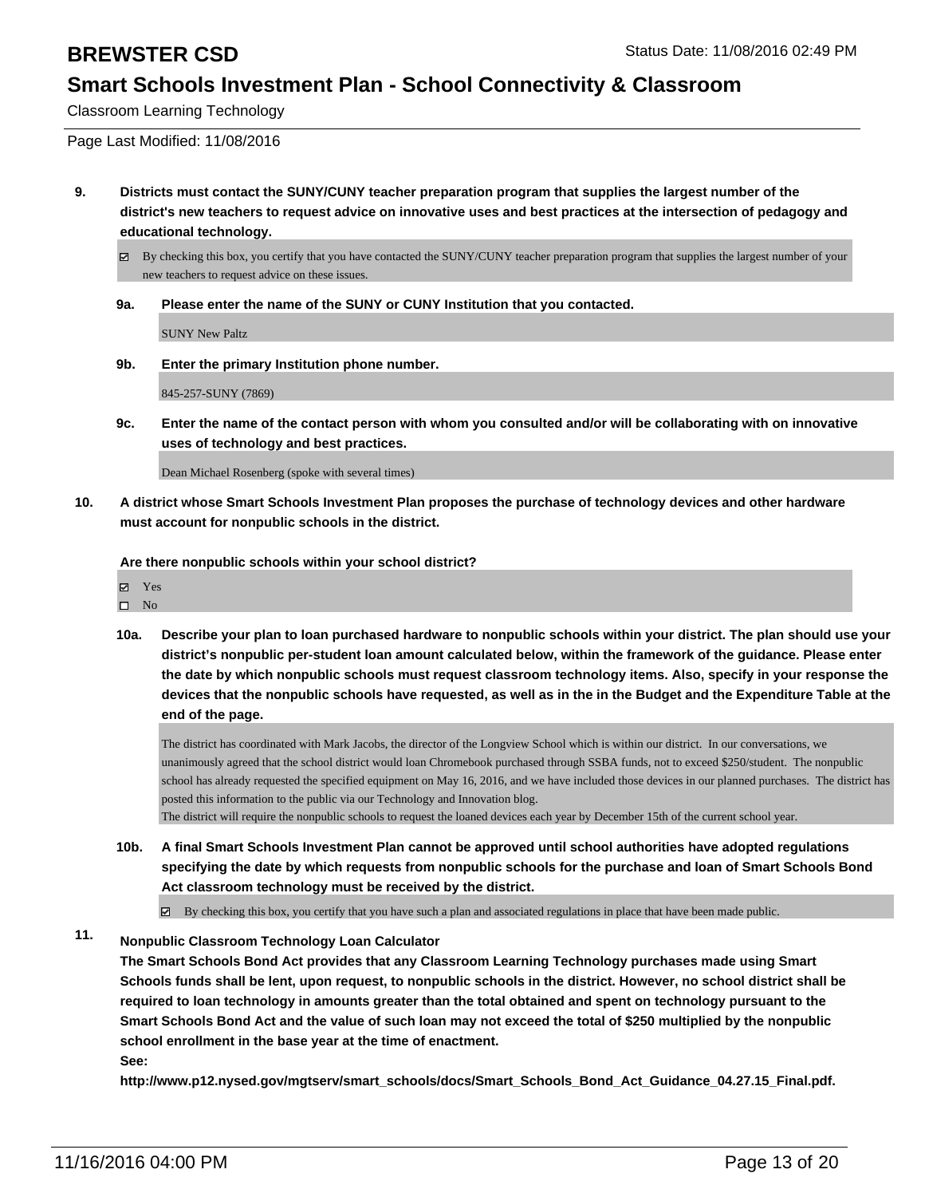# BREWSTER CSD

Status Date: 11/08/2016 02:49 PM

## Smart Schools Investment Plan - School Connectivity & Classroom

Classroom Learning Technology

Page Last Modified: 11/08/2016

**9. Districts must contact the SUNY/CUNY teacher preparation program that supplies the largest number of the district's new teachers to request advice on innovative uses and best practices at the intersection of pedagogy and educational technology.**

☑ By checking this box, you certify that you have contacted the SUNY/CUNY teacher preparation program that supplies the largest number of your new teachers to request advice on these issues.

**9a. Please enter the name of the SUNY or CUNY Institution that you contacted.**

SUNY New Paltz

**9b. Enter the primary Institution phone number.**

845-257-SUNY (7869)

**9c. Enter the name of the contact person with whom you consulted and/or will be collaborating with on innovative uses of technology and best practices.**

Dean Michael Rosenberg (spoke with several times)

**10. A district whose Smart Schools Investment Plan proposes the purchase of technology devices and other hardware must account for nonpublic schools in the district.**

**Are there nonpublic schools within your school district?**

☑ Yes
☐ No

**10a. Describe your plan to loan purchased hardware to nonpublic schools within your district. The plan should use your district's nonpublic per-student loan amount calculated below, within the framework of the guidance. Please enter the date by which nonpublic schools must request classroom technology items. Also, specify in your response the devices that the nonpublic schools have requested, as well as in the in the Budget and the Expenditure Table at the end of the page.**

The district has coordinated with Mark Jacobs, the director of the Longview School which is within our district. In our conversations, we unanimously agreed that the school district would loan Chromebook purchased through SSBA funds, not to exceed $250/student. The nonpublic school has already requested the specified equipment on May 16, 2016, and we have included those devices in our planned purchases. The district has posted this information to the public via our Technology and Innovation blog.
The district will require the nonpublic schools to request the loaned devices each year by December 15th of the current school year.

**10b. A final Smart Schools Investment Plan cannot be approved until school authorities have adopted regulations specifying the date by which requests from nonpublic schools for the purchase and loan of Smart Schools Bond Act classroom technology must be received by the district.**

☑ By checking this box, you certify that you have such a plan and associated regulations in place that have been made public.

**11. Nonpublic Classroom Technology Loan Calculator**
**The Smart Schools Bond Act provides that any Classroom Learning Technology purchases made using Smart Schools funds shall be lent, upon request, to nonpublic schools in the district. However, no school district shall be required to loan technology in amounts greater than the total obtained and spent on technology pursuant to the Smart Schools Bond Act and the value of such loan may not exceed the total of $250 multiplied by the nonpublic school enrollment in the base year at the time of enactment.**
**See:**
**http://www.p12.nysed.gov/mgtserv/smart_schools/docs/Smart_Schools_Bond_Act_Guidance_04.27.15_Final.pdf.**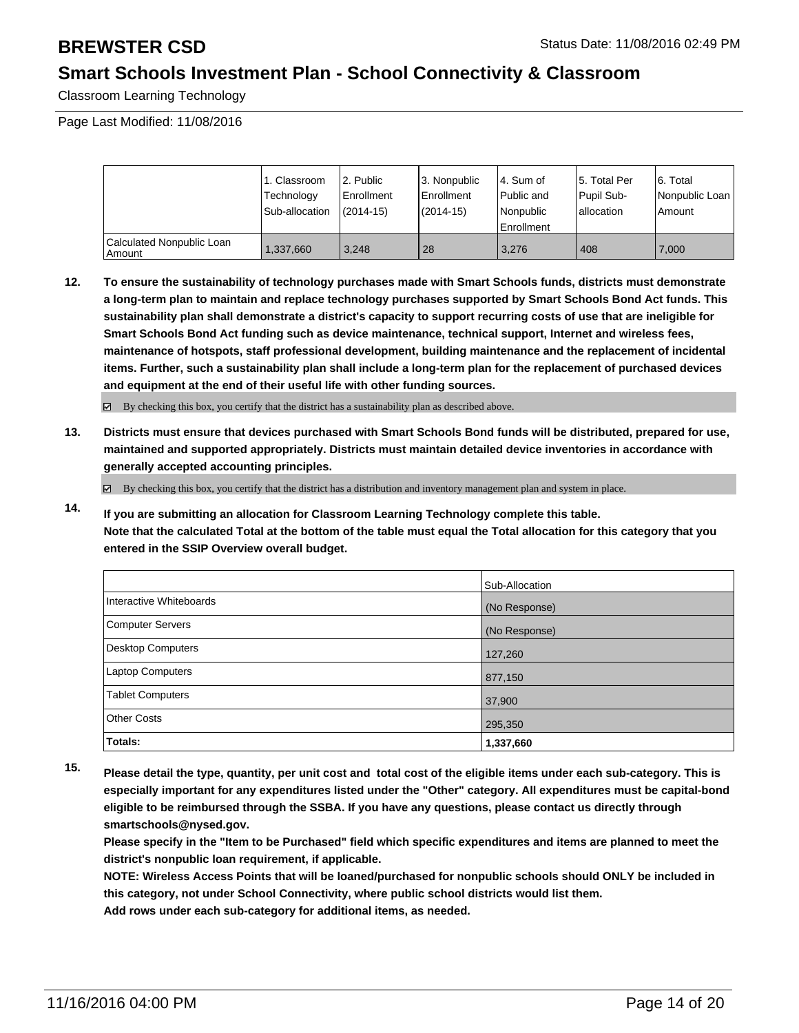# BREWSTER CSD

Status Date: 11/08/2016 02:49 PM

## Smart Schools Investment Plan - School Connectivity & Classroom

Classroom Learning Technology

Page Last Modified: 11/08/2016

| | 1. Classroom Technology Sub-allocation | 2. Public Enrollment (2014-15) | 3. Nonpublic Enrollment (2014-15) | 4. Sum of Public and Nonpublic Enrollment | 5. Total Per Pupil Sub-allocation | 6. Total Nonpublic Loan Amount |
|---|---|---|---|---|---|---|
| Calculated Nonpublic Loan Amount | 1,337,660 | 3,248 | 28 | 3,276 | 408 | 7,000 |

**12. To ensure the sustainability of technology purchases made with Smart Schools funds, districts must demonstrate a long-term plan to maintain and replace technology purchases supported by Smart Schools Bond Act funds. This sustainability plan shall demonstrate a district's capacity to support recurring costs of use that are ineligible for Smart Schools Bond Act funding such as device maintenance, technical support, Internet and wireless fees, maintenance of hotspots, staff professional development, building maintenance and the replacement of incidental items. Further, such a sustainability plan shall include a long-term plan for the replacement of purchased devices and equipment at the end of their useful life with other funding sources.**

☑ By checking this box, you certify that the district has a sustainability plan as described above.

**13. Districts must ensure that devices purchased with Smart Schools Bond funds will be distributed, prepared for use, maintained and supported appropriately. Districts must maintain detailed device inventories in accordance with generally accepted accounting principles.**

☑ By checking this box, you certify that the district has a distribution and inventory management plan and system in place.

**14. If you are submitting an allocation for Classroom Learning Technology complete this table. Note that the calculated Total at the bottom of the table must equal the Total allocation for this category that you entered in the SSIP Overview overall budget.**

| | Sub-Allocation |
|---|---|
| Interactive Whiteboards | (No Response) |
| Computer Servers | (No Response) |
| Desktop Computers | 127,260 |
| Laptop Computers | 877,150 |
| Tablet Computers | 37,900 |
| Other Costs | 295,350 |
| **Totals:** | **1,337,660** |

**15. Please detail the type, quantity, per unit cost and total cost of the eligible items under each sub-category. This is especially important for any expenditures listed under the "Other" category. All expenditures must be capital-bond eligible to be reimbursed through the SSBA. If you have any questions, please contact us directly through smartschools@nysed.gov.**

**Please specify in the "Item to be Purchased" field which specific expenditures and items are planned to meet the district's nonpublic loan requirement, if applicable.**

**NOTE: Wireless Access Points that will be loaned/purchased for nonpublic schools should ONLY be included in this category, not under School Connectivity, where public school districts would list them.**

**Add rows under each sub-category for additional items, as needed.**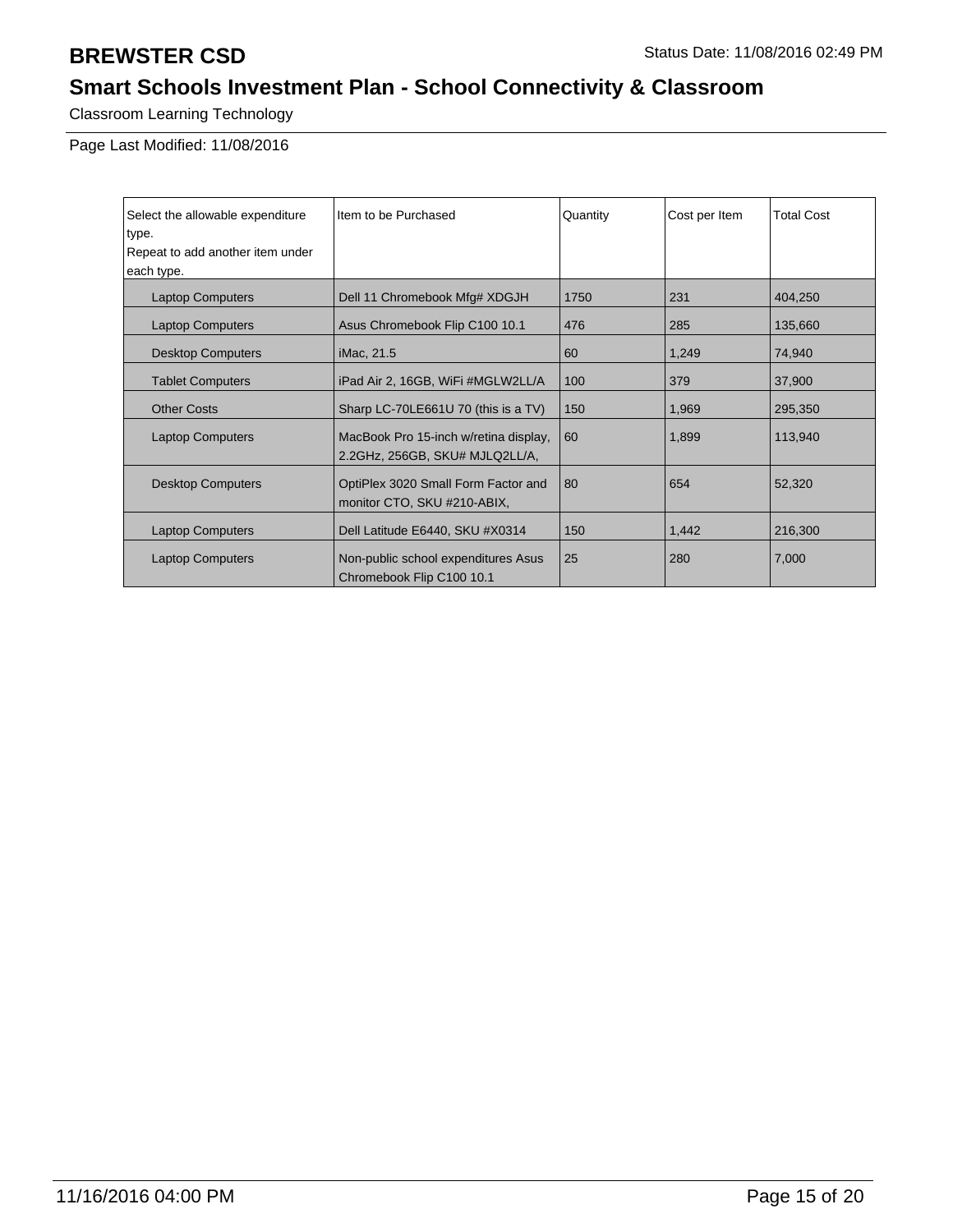# BREWSTER CSD

Status Date: 11/08/2016 02:49 PM

## Smart Schools Investment Plan - School Connectivity & Classroom

Classroom Learning Technology

Page Last Modified: 11/08/2016

| Select the allowable expenditure type. Repeat to add another item under each type. | Item to be Purchased | Quantity | Cost per Item | Total Cost |
|---|---|---|---|---|
| Laptop Computers | Dell 11 Chromebook Mfg# XDGJH | 1750 | 231 | 404,250 |
| Laptop Computers | Asus Chromebook Flip C100 10.1 | 476 | 285 | 135,660 |
| Desktop Computers | iMac, 21.5 | 60 | 1,249 | 74,940 |
| Tablet Computers | iPad Air 2, 16GB, WiFi #MGLW2LL/A | 100 | 379 | 37,900 |
| Other Costs | Sharp LC-70LE661U 70 (this is a TV) | 150 | 1,969 | 295,350 |
| Laptop Computers | MacBook Pro 15-inch w/retina display, 2.2GHz, 256GB, SKU# MJLQ2LL/A, | 60 | 1,899 | 113,940 |
| Desktop Computers | OptiPlex 3020 Small Form Factor and monitor CTO, SKU #210-ABIX, | 80 | 654 | 52,320 |
| Laptop Computers | Dell Latitude E6440, SKU #X0314 | 150 | 1,442 | 216,300 |
| Laptop Computers | Non-public school expenditures Asus Chromebook Flip C100 10.1 | 25 | 280 | 7,000 |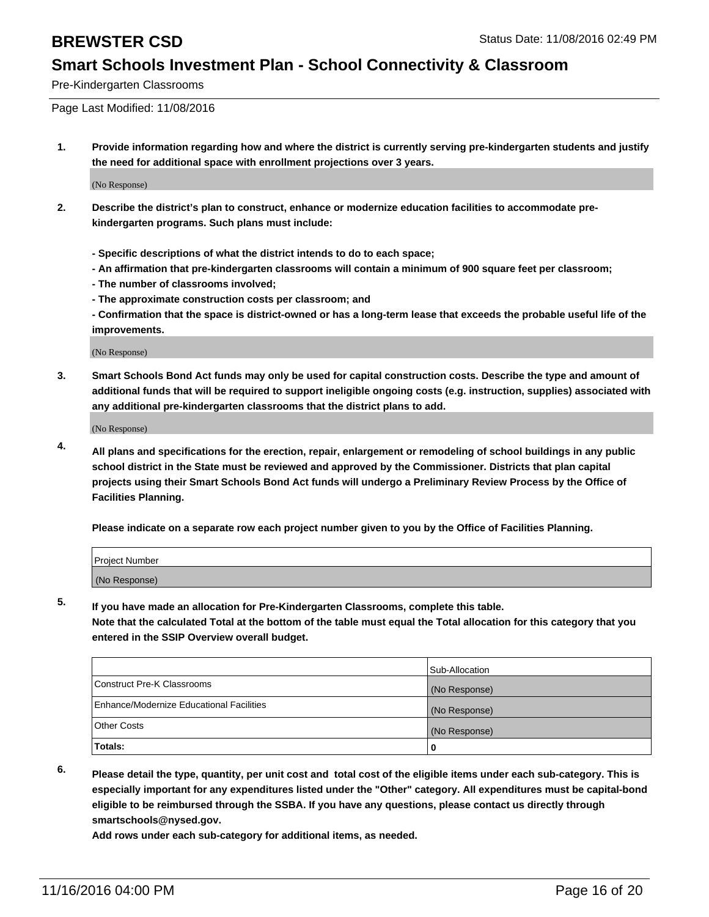# BREWSTER CSD

Status Date: 11/08/2016 02:49 PM

## Smart Schools Investment Plan - School Connectivity & Classroom

Pre-Kindergarten Classrooms

Page Last Modified: 11/08/2016

**1. Provide information regarding how and where the district is currently serving pre-kindergarten students and justify the need for additional space with enrollment projections over 3 years.**

(No Response)

**2. Describe the district's plan to construct, enhance or modernize education facilities to accommodate pre-kindergarten programs. Such plans must include:**

**- Specific descriptions of what the district intends to do to each space;**
**- An affirmation that pre-kindergarten classrooms will contain a minimum of 900 square feet per classroom;**
**- The number of classrooms involved;**
**- The approximate construction costs per classroom; and**
**- Confirmation that the space is district-owned or has a long-term lease that exceeds the probable useful life of the improvements.**

(No Response)

**3. Smart Schools Bond Act funds may only be used for capital construction costs. Describe the type and amount of additional funds that will be required to support ineligible ongoing costs (e.g. instruction, supplies) associated with any additional pre-kindergarten classrooms that the district plans to add.**

(No Response)

**4. All plans and specifications for the erection, repair, enlargement or remodeling of school buildings in any public school district in the State must be reviewed and approved by the Commissioner. Districts that plan capital projects using their Smart Schools Bond Act funds will undergo a Preliminary Review Process by the Office of Facilities Planning.**

**Please indicate on a separate row each project number given to you by the Office of Facilities Planning.**

| Project Number |
|---|
| (No Response) |

**5. If you have made an allocation for Pre-Kindergarten Classrooms, complete this table.**
**Note that the calculated Total at the bottom of the table must equal the Total allocation for this category that you entered in the SSIP Overview overall budget.**

| | Sub-Allocation |
|---|---|
| Construct Pre-K Classrooms | (No Response) |
| Enhance/Modernize Educational Facilities | (No Response) |
| Other Costs | (No Response) |
| **Totals:** | **0** |

**6. Please detail the type, quantity, per unit cost and total cost of the eligible items under each sub-category. This is especially important for any expenditures listed under the "Other" category. All expenditures must be capital-bond eligible to be reimbursed through the SSBA. If you have any questions, please contact us directly through smartschools@nysed.gov.**
**Add rows under each sub-category for additional items, as needed.**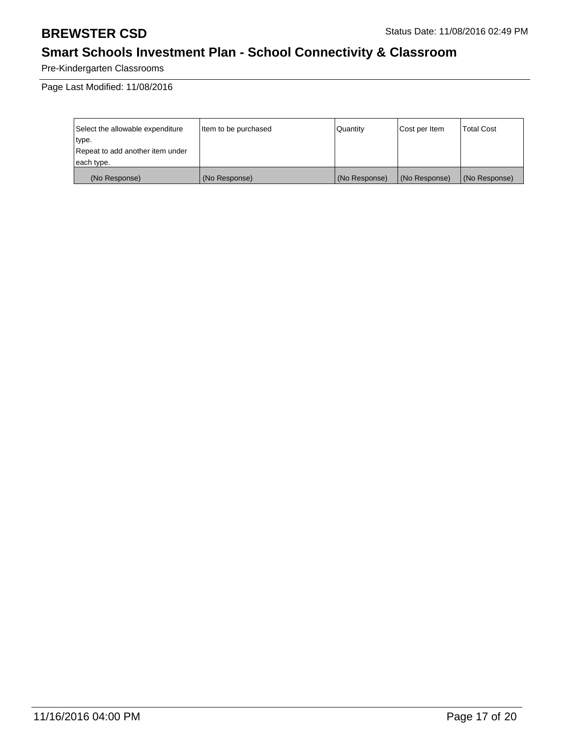# BREWSTER CSD

Status Date: 11/08/2016 02:49 PM

## Smart Schools Investment Plan - School Connectivity & Classroom

Pre-Kindergarten Classrooms

Page Last Modified: 11/08/2016

| Select the allowable expenditure type. Repeat to add another item under each type. | Item to be purchased | Quantity | Cost per Item | Total Cost |
| --- | --- | --- | --- | --- |
| (No Response) | (No Response) | (No Response) | (No Response) | (No Response) |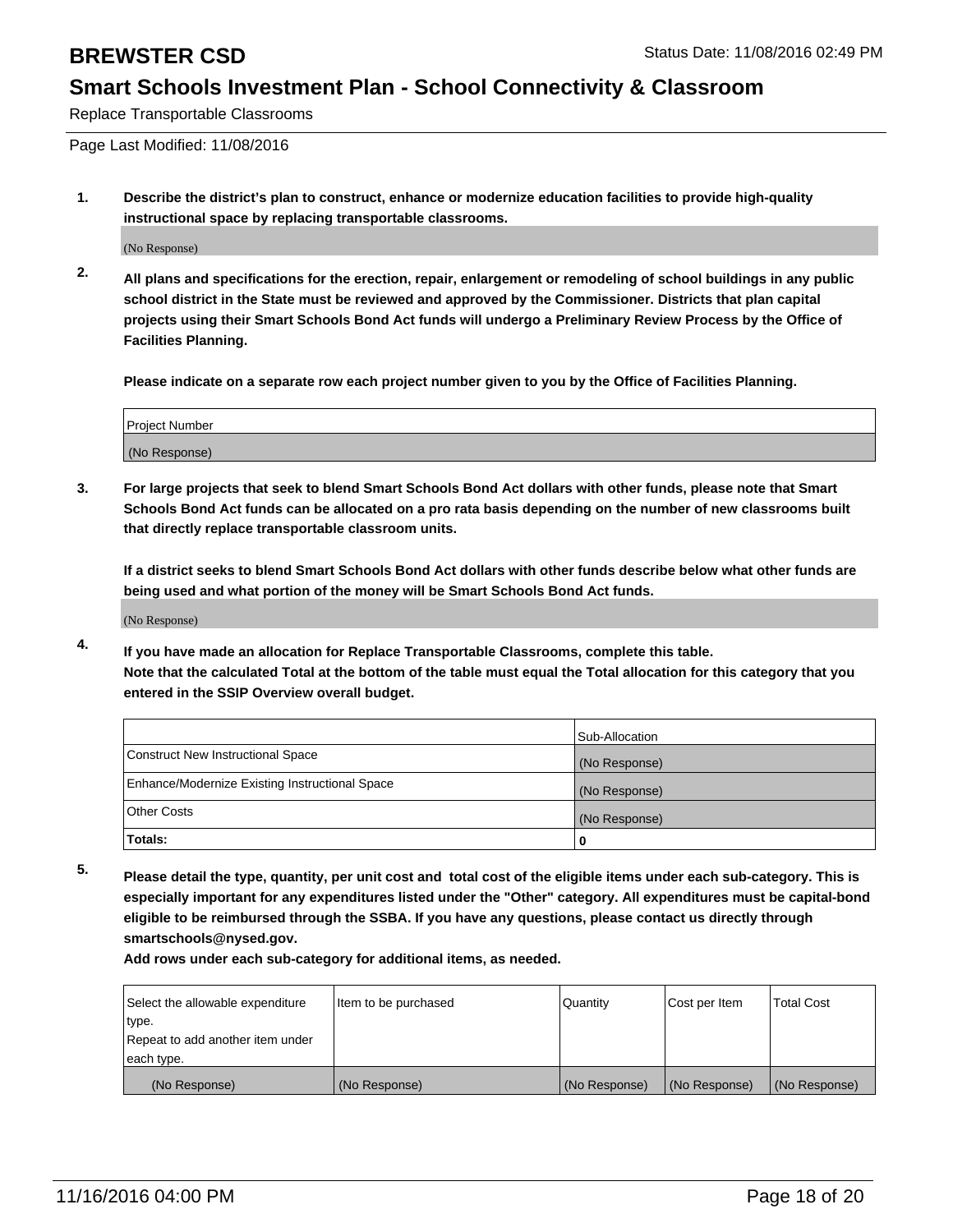# BREWSTER CSD

Status Date: 11/08/2016 02:49 PM

## Smart Schools Investment Plan - School Connectivity & Classroom

Replace Transportable Classrooms

Page Last Modified: 11/08/2016

**1. Describe the district's plan to construct, enhance or modernize education facilities to provide high-quality instructional space by replacing transportable classrooms.**

(No Response)

**2. All plans and specifications for the erection, repair, enlargement or remodeling of school buildings in any public school district in the State must be reviewed and approved by the Commissioner. Districts that plan capital projects using their Smart Schools Bond Act funds will undergo a Preliminary Review Process by the Office of Facilities Planning.**

**Please indicate on a separate row each project number given to you by the Office of Facilities Planning.**

| Project Number |
|---|
| (No Response) |

**3. For large projects that seek to blend Smart Schools Bond Act dollars with other funds, please note that Smart Schools Bond Act funds can be allocated on a pro rata basis depending on the number of new classrooms built that directly replace transportable classroom units.**

**If a district seeks to blend Smart Schools Bond Act dollars with other funds describe below what other funds are being used and what portion of the money will be Smart Schools Bond Act funds.**

(No Response)

**4. If you have made an allocation for Replace Transportable Classrooms, complete this table. Note that the calculated Total at the bottom of the table must equal the Total allocation for this category that you entered in the SSIP Overview overall budget.**

| | Sub-Allocation |
|---|---|
| Construct New Instructional Space | (No Response) |
| Enhance/Modernize Existing Instructional Space | (No Response) |
| Other Costs | (No Response) |
| **Totals:** | **0** |

**5. Please detail the type, quantity, per unit cost and total cost of the eligible items under each sub-category. This is especially important for any expenditures listed under the "Other" category. All expenditures must be capital-bond eligible to be reimbursed through the SSBA. If you have any questions, please contact us directly through smartschools@nysed.gov.**

**Add rows under each sub-category for additional items, as needed.**

| Select the allowable expenditure type. Repeat to add another item under each type. | Item to be purchased | Quantity | Cost per Item | Total Cost |
|---|---|---|---|---|
| (No Response) | (No Response) | (No Response) | (No Response) | (No Response) |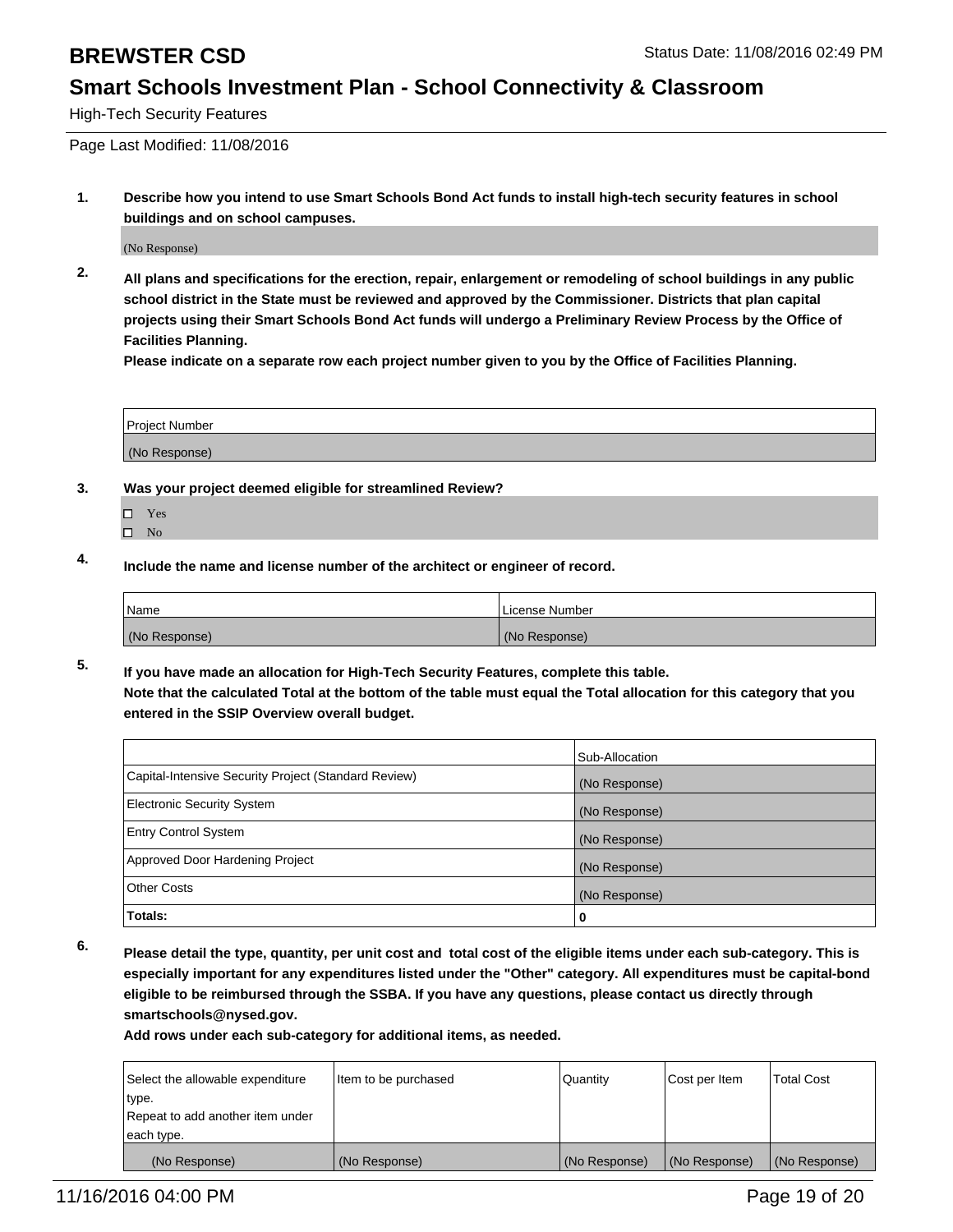# BREWSTER CSD

Status Date: 11/08/2016 02:49 PM

## Smart Schools Investment Plan - School Connectivity & Classroom

High-Tech Security Features

Page Last Modified: 11/08/2016

**1. Describe how you intend to use Smart Schools Bond Act funds to install high-tech security features in school buildings and on school campuses.**

(No Response)

**2. All plans and specifications for the erection, repair, enlargement or remodeling of school buildings in any public school district in the State must be reviewed and approved by the Commissioner. Districts that plan capital projects using their Smart Schools Bond Act funds will undergo a Preliminary Review Process by the Office of Facilities Planning.**
**Please indicate on a separate row each project number given to you by the Office of Facilities Planning.**

| Project Number |
|---|
| (No Response) |

**3. Was your project deemed eligible for streamlined Review?**

- ☐ Yes
- ☐ No

**4. Include the name and license number of the architect or engineer of record.**

| Name | License Number |
|---|---|
| (No Response) | (No Response) |

**5. If you have made an allocation for High-Tech Security Features, complete this table.**
**Note that the calculated Total at the bottom of the table must equal the Total allocation for this category that you entered in the SSIP Overview overall budget.**

| | Sub-Allocation |
|---|---|
| Capital-Intensive Security Project (Standard Review) | (No Response) |
| Electronic Security System | (No Response) |
| Entry Control System | (No Response) |
| Approved Door Hardening Project | (No Response) |
| Other Costs | (No Response) |
| **Totals:** | **0** |

**6. Please detail the type, quantity, per unit cost and total cost of the eligible items under each sub-category. This is especially important for any expenditures listed under the "Other" category. All expenditures must be capital-bond eligible to be reimbursed through the SSBA. If you have any questions, please contact us directly through smartschools@nysed.gov.**
**Add rows under each sub-category for additional items, as needed.**

| Select the allowable expenditure type. Repeat to add another item under each type. | Item to be purchased | Quantity | Cost per Item | Total Cost |
|---|---|---|---|---|
| (No Response) | (No Response) | (No Response) | (No Response) | (No Response) |